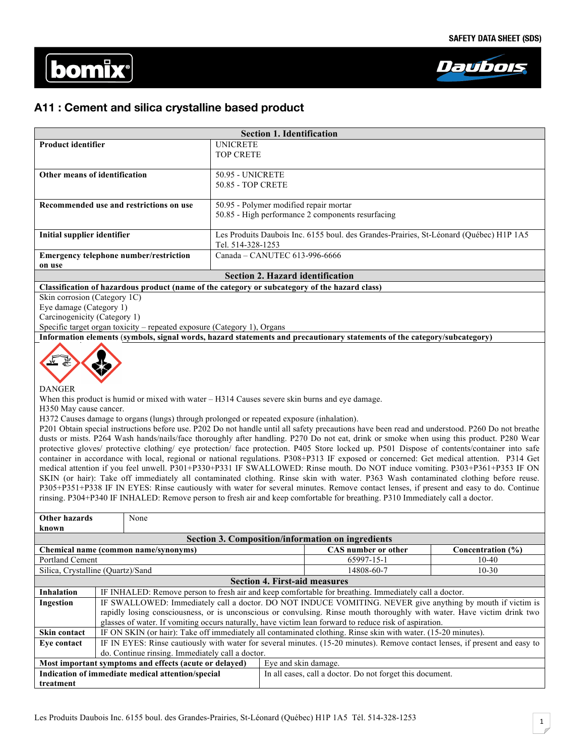SAFETY DATA SHEET (SDS)

bomix® Daubois

# A11 : Cement and silica crystalline based product

## Section 1. Identification

| | |
|---|---|
| **Product identifier** | UNICRETE<br>TOP CRETE |
| **Other means of identification** | 50.95 - UNICRETE<br>50.85 - TOP CRETE |
| **Recommended use and restrictions on use** | 50.95 - Polymer modified repair mortar<br>50.85 - High performance 2 components resurfacing |
| **Initial supplier identifier** | Les Produits Daubois Inc. 6155 boul. des Grandes-Prairies, St-Léonard (Québec) H1P 1A5 Tel. 514-328-1253 |
| **Emergency telephone number/restriction on use** | Canada – CANUTEC 613-996-6666 |

## Section 2. Hazard identification

**Classification of hazardous product (name of the category or subcategory of the hazard class)**

Skin corrosion (Category 1C)
Eye damage (Category 1)
Carcinogenicity (Category 1)
Specific target organ toxicity – repeated exposure (Category 1), Organs

**Information elements (symbols, signal words, hazard statements and precautionary statements of the category/subcategory)**

DANGER

When this product is humid or mixed with water – H314 Causes severe skin burns and eye damage.
H350 May cause cancer.
H372 Causes damage to organs (lungs) through prolonged or repeated exposure (inhalation).
P201 Obtain special instructions before use. P202 Do not handle until all safety precautions have been read and understood. P260 Do not breathe dusts or mists. P264 Wash hands/nails/face thoroughly after handling. P270 Do not eat, drink or smoke when using this product. P280 Wear protective gloves/ protective clothing/ eye protection/ face protection. P405 Store locked up. P501 Dispose of contents/container into safe container in accordance with local, regional or national regulations. P308+P313 IF exposed or concerned: Get medical attention. P314 Get medical attention if you feel unwell. P301+P330+P331 IF SWALLOWED: Rinse mouth. Do NOT induce vomiting. P303+P361+P353 IF ON SKIN (or hair): Take off immediately all contaminated clothing. Rinse skin with water. P363 Wash contaminated clothing before reuse. P305+P351+P338 IF IN EYES: Rinse cautiously with water for several minutes. Remove contact lenses, if present and easy to do. Continue rinsing. P304+P340 IF INHALED: Remove person to fresh air and keep comfortable for breathing. P310 Immediately call a doctor.

| | |
|---|---|
| **Other hazards known** | None |

## Section 3. Composition/information on ingredients

| Chemical name (common name/synonyms) | CAS number or other | Concentration (%) |
|---|---|---|
| Portland Cement | 65997-15-1 | 10-40 |
| Silica, Crystalline (Quartz)/Sand | 14808-60-7 | 10-30 |

## Section 4. First-aid measures

| | |
|---|---|
| **Inhalation** | IF INHALED: Remove person to fresh air and keep comfortable for breathing. Immediately call a doctor. |
| **Ingestion** | IF SWALLOWED: Immediately call a doctor. DO NOT INDUCE VOMITING. NEVER give anything by mouth if victim is rapidly losing consciousness, or is unconscious or convulsing. Rinse mouth thoroughly with water. Have victim drink two glasses of water. If vomiting occurs naturally, have victim lean forward to reduce risk of aspiration. |
| **Skin contact** | IF ON SKIN (or hair): Take off immediately all contaminated clothing. Rinse skin with water. (15-20 minutes). |
| **Eye contact** | IF IN EYES: Rinse cautiously with water for several minutes. (15-20 minutes). Remove contact lenses, if present and easy to do. Continue rinsing. Immediately call a doctor. |
| **Most important symptoms and effects (acute or delayed)** | Eye and skin damage. |
| **Indication of immediate medical attention/special treatment** | In all cases, call a doctor. Do not forget this document. |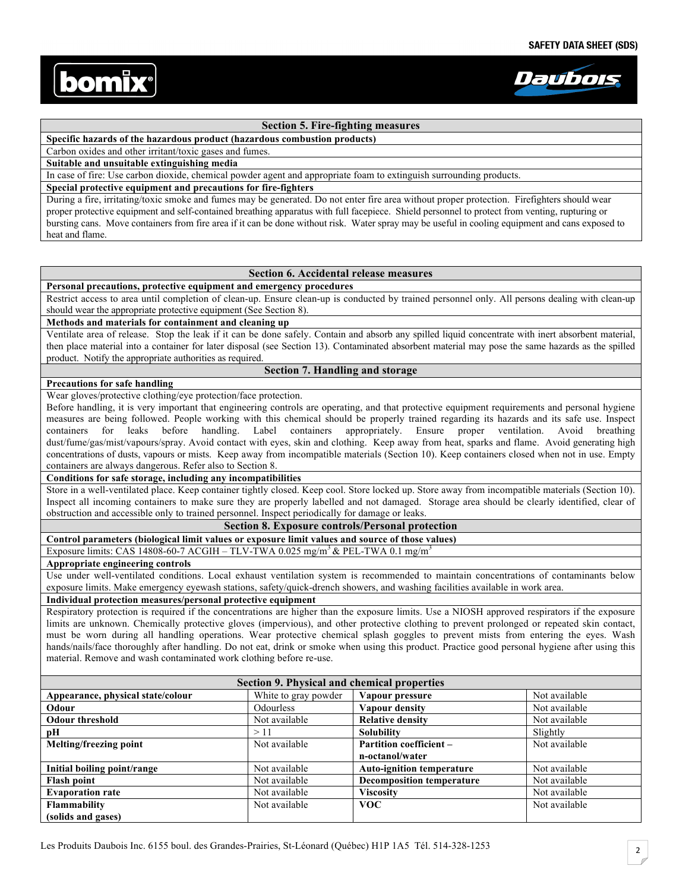## Section 5. Fire-fighting measures

**Specific hazards of the hazardous product (hazardous combustion products)**

Carbon oxides and other irritant/toxic gases and fumes.

**Suitable and unsuitable extinguishing media**

In case of fire: Use carbon dioxide, chemical powder agent and appropriate foam to extinguish surrounding products.

**Special protective equipment and precautions for fire-fighters**

During a fire, irritating/toxic smoke and fumes may be generated. Do not enter fire area without proper protection. Firefighters should wear proper protective equipment and self-contained breathing apparatus with full facepiece. Shield personnel to protect from venting, rupturing or bursting cans. Move containers from fire area if it can be done without risk. Water spray may be useful in cooling equipment and cans exposed to heat and flame.

## Section 6. Accidental release measures

**Personal precautions, protective equipment and emergency procedures**

Restrict access to area until completion of clean-up. Ensure clean-up is conducted by trained personnel only. All persons dealing with clean-up should wear the appropriate protective equipment (See Section 8).

**Methods and materials for containment and cleaning up**

Ventilate area of release. Stop the leak if it can be done safely. Contain and absorb any spilled liquid concentrate with inert absorbent material, then place material into a container for later disposal (see Section 13). Contaminated absorbent material may pose the same hazards as the spilled product. Notify the appropriate authorities as required.

## Section 7. Handling and storage

**Precautions for safe handling**

Wear gloves/protective clothing/eye protection/face protection.

Before handling, it is very important that engineering controls are operating, and that protective equipment requirements and personal hygiene measures are being followed. People working with this chemical should be properly trained regarding its hazards and its safe use. Inspect containers for leaks before handling. Label containers appropriately. Ensure proper ventilation. Avoid breathing dust/fume/gas/mist/vapours/spray. Avoid contact with eyes, skin and clothing. Keep away from heat, sparks and flame. Avoid generating high concentrations of dusts, vapours or mists. Keep away from incompatible materials (Section 10). Keep containers closed when not in use. Empty containers are always dangerous. Refer also to Section 8.

**Conditions for safe storage, including any incompatibilities**

Store in a well-ventilated place. Keep container tightly closed. Keep cool. Store locked up. Store away from incompatible materials (Section 10). Inspect all incoming containers to make sure they are properly labelled and not damaged. Storage area should be clearly identified, clear of obstruction and accessible only to trained personnel. Inspect periodically for damage or leaks.

## Section 8. Exposure controls/Personal protection

**Control parameters (biological limit values or exposure limit values and source of those values)**

Exposure limits: CAS 14808-60-7 ACGIH – TLV-TWA 0.025 mg/m$^3$ & PEL-TWA 0.1 mg/m$^3$

**Appropriate engineering controls**

Use under well-ventilated conditions. Local exhaust ventilation system is recommended to maintain concentrations of contaminants below exposure limits. Make emergency eyewash stations, safety/quick-drench showers, and washing facilities available in work area.

**Individual protection measures/personal protective equipment**

Respiratory protection is required if the concentrations are higher than the exposure limits. Use a NIOSH approved respirators if the exposure limits are unknown. Chemically protective gloves (impervious), and other protective clothing to prevent prolonged or repeated skin contact, must be worn during all handling operations. Wear protective chemical splash goggles to prevent mists from entering the eyes. Wash hands/nails/face thoroughly after handling. Do not eat, drink or smoke when using this product. Practice good personal hygiene after using this material. Remove and wash contaminated work clothing before re-use.

## Section 9. Physical and chemical properties

| Property | Value | Property | Value |
|---|---|---|---|
| **Appearance, physical state/colour** | White to gray powder | **Vapour pressure** | Not available |
| **Odour** | Odourless | **Vapour density** | Not available |
| **Odour threshold** | Not available | **Relative density** | Not available |
| **pH** | > 11 | **Solubility** | Slightly |
| **Melting/freezing point** | Not available | **Partition coefficient – n-octanol/water** | Not available |
| **Initial boiling point/range** | Not available | **Auto-ignition temperature** | Not available |
| **Flash point** | Not available | **Decomposition temperature** | Not available |
| **Evaporation rate** | Not available | **Viscosity** | Not available |
| **Flammability (solids and gases)** | Not available | **VOC** | Not available |

Les Produits Daubois Inc. 6155 boul. des Grandes-Prairies, St-Léonard (Québec) H1P 1A5 Tél. 514-328-1253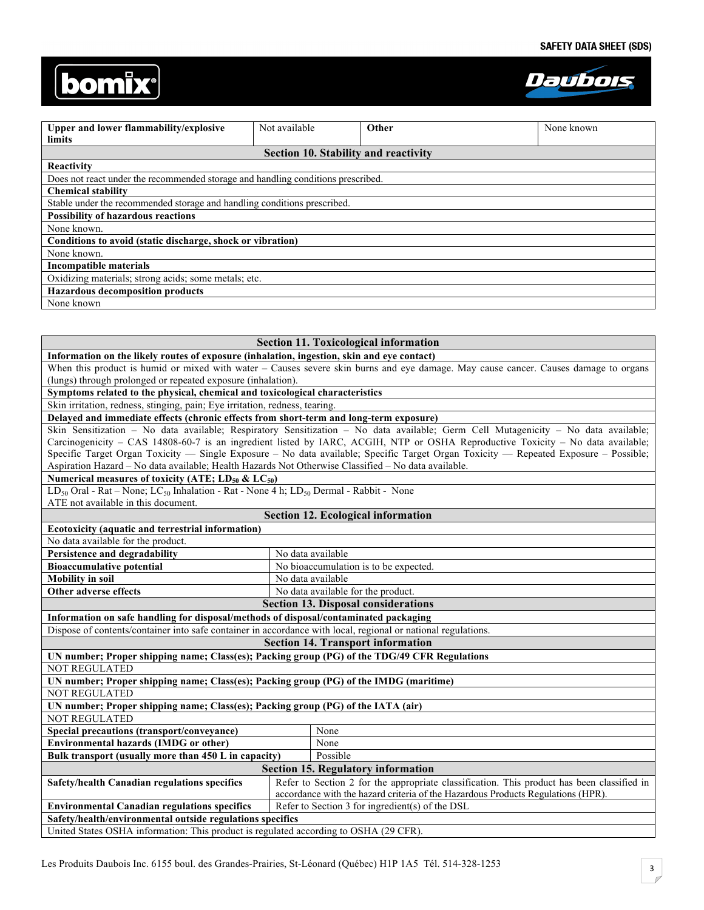| Upper and lower flammability/explosive limits | Not available | Other | None known |
| --- | --- | --- | --- |

## Section 10. Stability and reactivity

**Reactivity**

Does not react under the recommended storage and handling conditions prescribed.

**Chemical stability**

Stable under the recommended storage and handling conditions prescribed.

**Possibility of hazardous reactions**

None known.

**Conditions to avoid (static discharge, shock or vibration)**

None known.

**Incompatible materials**

Oxidizing materials; strong acids; some metals; etc.

**Hazardous decomposition products**

None known

## Section 11. Toxicological information

**Information on the likely routes of exposure (inhalation, ingestion, skin and eye contact)**

When this product is humid or mixed with water – Causes severe skin burns and eye damage. May cause cancer. Causes damage to organs (lungs) through prolonged or repeated exposure (inhalation).

**Symptoms related to the physical, chemical and toxicological characteristics**

Skin irritation, redness, stinging, pain; Eye irritation, redness, tearing.

**Delayed and immediate effects (chronic effects from short-term and long-term exposure)**

Skin Sensitization – No data available; Respiratory Sensitization – No data available; Germ Cell Mutagenicity – No data available; Carcinogenicity – CAS 14808-60-7 is an ingredient listed by IARC, ACGIH, NTP or OSHA Reproductive Toxicity – No data available; Specific Target Organ Toxicity — Single Exposure – No data available; Specific Target Organ Toxicity — Repeated Exposure – Possible; Aspiration Hazard – No data available; Health Hazards Not Otherwise Classified – No data available.

**Numerical measures of toxicity (ATE; $LD_{50}$ & $LC_{50}$)**

$LD_{50}$ Oral - Rat – None; $LC_{50}$ Inhalation - Rat - None 4 h; $LD_{50}$ Dermal - Rabbit - None
ATE not available in this document.

## Section 12. Ecological information

**Ecotoxicity (aquatic and terrestrial information)**

No data available for the product.

| | |
| --- | --- |
| **Persistence and degradability** | No data available |
| **Bioaccumulative potential** | No bioaccumulation is to be expected. |
| **Mobility in soil** | No data available |
| **Other adverse effects** | No data available for the product. |

## Section 13. Disposal considerations

**Information on safe handling for disposal/methods of disposal/contaminated packaging**

Dispose of contents/container into safe container in accordance with local, regional or national regulations.

## Section 14. Transport information

**UN number; Proper shipping name; Class(es); Packing group (PG) of the TDG/49 CFR Regulations**

NOT REGULATED

**UN number; Proper shipping name; Class(es); Packing group (PG) of the IMDG (maritime)**

NOT REGULATED

**UN number; Proper shipping name; Class(es); Packing group (PG) of the IATA (air)**

NOT REGULATED

| | |
| --- | --- |
| **Special precautions (transport/conveyance)** | None |
| **Environmental hazards (IMDG or other)** | None |
| **Bulk transport (usually more than 450 L in capacity)** | Possible |

## Section 15. Regulatory information

| | |
| --- | --- |
| **Safety/health Canadian regulations specifics** | Refer to Section 2 for the appropriate classification. This product has been classified in accordance with the hazard criteria of the Hazardous Products Regulations (HPR). |
| **Environmental Canadian regulations specifics** | Refer to Section 3 for ingredient(s) of the DSL |

**Safety/health/environmental outside regulations specifics**

United States OSHA information: This product is regulated according to OSHA (29 CFR).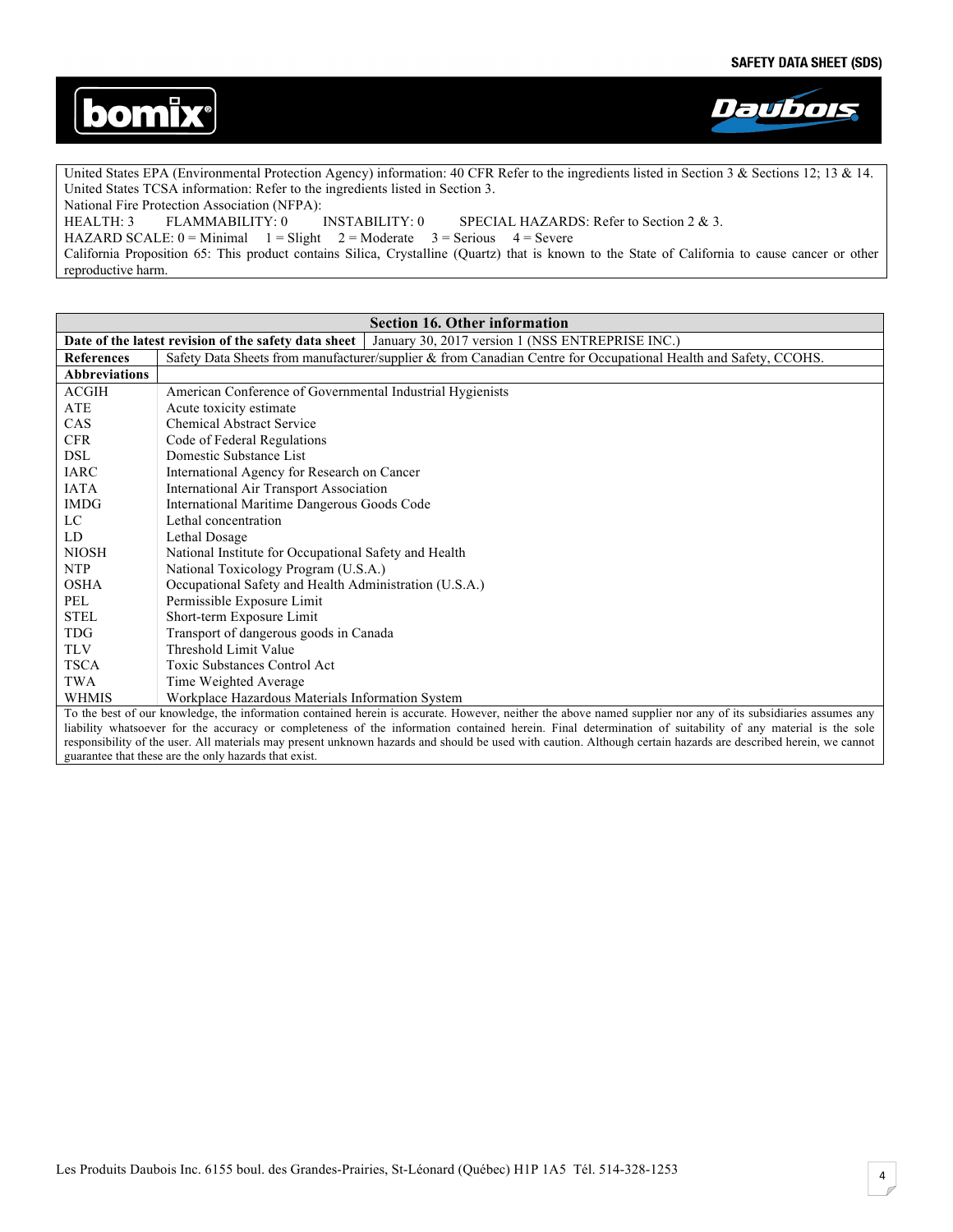United States EPA (Environmental Protection Agency) information: 40 CFR Refer to the ingredients listed in Section 3 & Sections 12; 13 & 14.
United States TCSA information: Refer to the ingredients listed in Section 3.
National Fire Protection Association (NFPA):
HEALTH: 3 FLAMMABILITY: 0 INSTABILITY: 0 SPECIAL HAZARDS: Refer to Section 2 & 3.
HAZARD SCALE: 0 = Minimal 1 = Slight 2 = Moderate 3 = Serious 4 = Severe
California Proposition 65: This product contains Silica, Crystalline (Quartz) that is known to the State of California to cause cancer or other reproductive harm.

## Section 16. Other information

| | |
|---|---|
| **Date of the latest revision of the safety data sheet** | January 30, 2017 version 1 (NSS ENTREPRISE INC.) |
| **References** | Safety Data Sheets from manufacturer/supplier & from Canadian Centre for Occupational Health and Safety, CCOHS. |
| **Abbreviations** | |
| ACGIH | American Conference of Governmental Industrial Hygienists |
| ATE | Acute toxicity estimate |
| CAS | Chemical Abstract Service |
| CFR | Code of Federal Regulations |
| DSL | Domestic Substance List |
| IARC | International Agency for Research on Cancer |
| IATA | International Air Transport Association |
| IMDG | International Maritime Dangerous Goods Code |
| LC | Lethal concentration |
| LD | Lethal Dosage |
| NIOSH | National Institute for Occupational Safety and Health |
| NTP | National Toxicology Program (U.S.A.) |
| OSHA | Occupational Safety and Health Administration (U.S.A.) |
| PEL | Permissible Exposure Limit |
| STEL | Short-term Exposure Limit |
| TDG | Transport of dangerous goods in Canada |
| TLV | Threshold Limit Value |
| TSCA | Toxic Substances Control Act |
| TWA | Time Weighted Average |
| WHMIS | Workplace Hazardous Materials Information System |

To the best of our knowledge, the information contained herein is accurate. However, neither the above named supplier nor any of its subsidiaries assumes any liability whatsoever for the accuracy or completeness of the information contained herein. Final determination of suitability of any material is the sole responsibility of the user. All materials may present unknown hazards and should be used with caution. Although certain hazards are described herein, we cannot guarantee that these are the only hazards that exist.

Les Produits Daubois Inc. 6155 boul. des Grandes-Prairies, St-Léonard (Québec) H1P 1A5 Tél. 514-328-1253